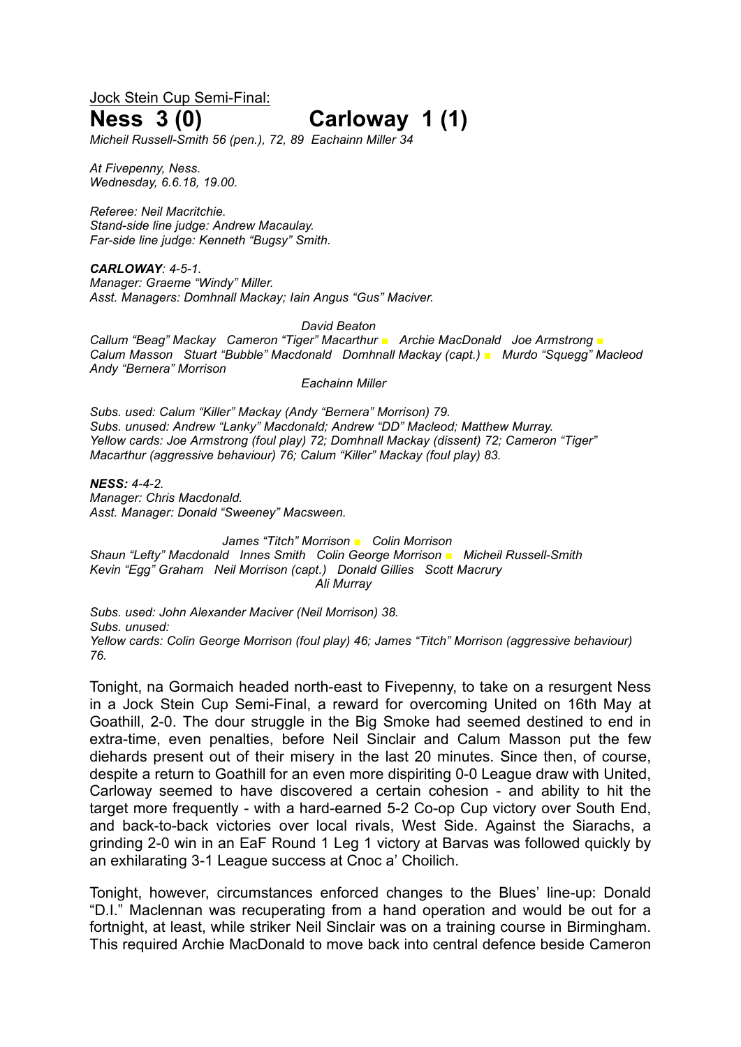<u>Jock Stein Cup Semi-Final:</u>

# Ness 3 (0) Carloway 1 (1)

*Micheil Russell-Smith 56 (pen.), 72, 89 Eachainn Miller 34*

*At Fivepenny, Ness.*
*Wednesday, 6.6.18, 19.00.*

*Referee: Neil Macritchie.*
*Stand-side line judge: Andrew Macaulay.*
*Far-side line judge: Kenneth "Bugsy" Smith.*

***CARLOWAY**: 4-5-1.*
*Manager: Graeme "Windy" Miller.*
*Asst. Managers: Domhnall Mackay; Iain Angus "Gus" Maciver.*

*David Beaton*
*Callum "Beag" Mackay Cameron "Tiger" Macarthur ■ Archie MacDonald Joe Armstrong ■*
*Calum Masson Stuart "Bubble" Macdonald Domhnall Mackay (capt.) ■ Murdo "Squegg" Macleod*
*Andy "Bernera" Morrison*
*Eachainn Miller*

*Subs. used: Calum "Killer" Mackay (Andy "Bernera" Morrison) 79.*
*Subs. unused: Andrew "Lanky" Macdonald; Andrew "DD" Macleod; Matthew Murray.*
*Yellow cards: Joe Armstrong (foul play) 72; Domhnall Mackay (dissent) 72; Cameron "Tiger" Macarthur (aggressive behaviour) 76; Calum "Killer" Mackay (foul play) 83.*

***NESS:** 4-4-2.*
*Manager: Chris Macdonald.*
*Asst. Manager: Donald "Sweeney" Macsween.*

*James "Titch" Morrison ■ Colin Morrison*
*Shaun "Lefty" Macdonald Innes Smith Colin George Morrison ■ Micheil Russell-Smith*
*Kevin "Egg" Graham Neil Morrison (capt.) Donald Gillies Scott Macrury*
*Ali Murray*

*Subs. used: John Alexander Maciver (Neil Morrison) 38.*
*Subs. unused:*
*Yellow cards: Colin George Morrison (foul play) 46; James "Titch" Morrison (aggressive behaviour) 76.*

Tonight, na Gormaich headed north-east to Fivepenny, to take on a resurgent Ness in a Jock Stein Cup Semi-Final, a reward for overcoming United on 16th May at Goathill, 2-0. The dour struggle in the Big Smoke had seemed destined to end in extra-time, even penalties, before Neil Sinclair and Calum Masson put the few diehards present out of their misery in the last 20 minutes. Since then, of course, despite a return to Goathill for an even more dispiriting 0-0 League draw with United, Carloway seemed to have discovered a certain cohesion - and ability to hit the target more frequently - with a hard-earned 5-2 Co-op Cup victory over South End, and back-to-back victories over local rivals, West Side. Against the Siarachs, a grinding 2-0 win in an EaF Round 1 Leg 1 victory at Barvas was followed quickly by an exhilarating 3-1 League success at Cnoc a' Choilich.

Tonight, however, circumstances enforced changes to the Blues' line-up: Donald "D.I." Maclennan was recuperating from a hand operation and would be out for a fortnight, at least, while striker Neil Sinclair was on a training course in Birmingham. This required Archie MacDonald to move back into central defence beside Cameron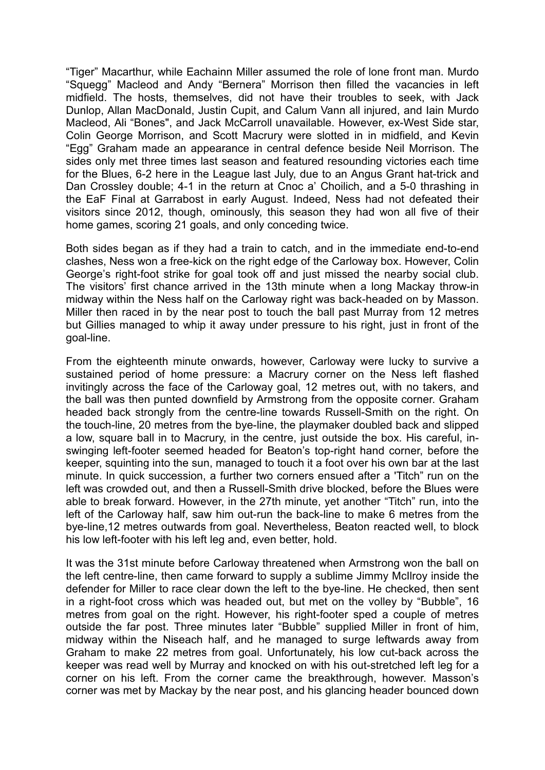"Tiger" Macarthur, while Eachainn Miller assumed the role of lone front man. Murdo "Squegg" Macleod and Andy "Bernera" Morrison then filled the vacancies in left midfield. The hosts, themselves, did not have their troubles to seek, with Jack Dunlop, Allan MacDonald, Justin Cupit, and Calum Vann all injured, and Iain Murdo Macleod, Ali "Bones", and Jack McCarroll unavailable. However, ex-West Side star, Colin George Morrison, and Scott Macrury were slotted in in midfield, and Kevin "Egg" Graham made an appearance in central defence beside Neil Morrison. The sides only met three times last season and featured resounding victories each time for the Blues, 6-2 here in the League last July, due to an Angus Grant hat-trick and Dan Crossley double; 4-1 in the return at Cnoc a' Choilich, and a 5-0 thrashing in the EaF Final at Garrabost in early August. Indeed, Ness had not defeated their visitors since 2012, though, ominously, this season they had won all five of their home games, scoring 21 goals, and only conceding twice.

Both sides began as if they had a train to catch, and in the immediate end-to-end clashes, Ness won a free-kick on the right edge of the Carloway box. However, Colin George's right-foot strike for goal took off and just missed the nearby social club. The visitors' first chance arrived in the 13th minute when a long Mackay throw-in midway within the Ness half on the Carloway right was back-headed on by Masson. Miller then raced in by the near post to touch the ball past Murray from 12 metres but Gillies managed to whip it away under pressure to his right, just in front of the goal-line.

From the eighteenth minute onwards, however, Carloway were lucky to survive a sustained period of home pressure: a Macrury corner on the Ness left flashed invitingly across the face of the Carloway goal, 12 metres out, with no takers, and the ball was then punted downfield by Armstrong from the opposite corner. Graham headed back strongly from the centre-line towards Russell-Smith on the right. On the touch-line, 20 metres from the bye-line, the playmaker doubled back and slipped a low, square ball in to Macrury, in the centre, just outside the box. His careful, in-swinging left-footer seemed headed for Beaton's top-right hand corner, before the keeper, squinting into the sun, managed to touch it a foot over his own bar at the last minute. In quick succession, a further two corners ensued after a 'Titch" run on the left was crowded out, and then a Russell-Smith drive blocked, before the Blues were able to break forward. However, in the 27th minute, yet another "Titch" run, into the left of the Carloway half, saw him out-run the back-line to make 6 metres from the bye-line,12 metres outwards from goal. Nevertheless, Beaton reacted well, to block his low left-footer with his left leg and, even better, hold.

It was the 31st minute before Carloway threatened when Armstrong won the ball on the left centre-line, then came forward to supply a sublime Jimmy McIlroy inside the defender for Miller to race clear down the left to the bye-line. He checked, then sent in a right-foot cross which was headed out, but met on the volley by "Bubble", 16 metres from goal on the right. However, his right-footer sped a couple of metres outside the far post. Three minutes later "Bubble" supplied Miller in front of him, midway within the Niseach half, and he managed to surge leftwards away from Graham to make 22 metres from goal. Unfortunately, his low cut-back across the keeper was read well by Murray and knocked on with his out-stretched left leg for a corner on his left. From the corner came the breakthrough, however. Masson's corner was met by Mackay by the near post, and his glancing header bounced down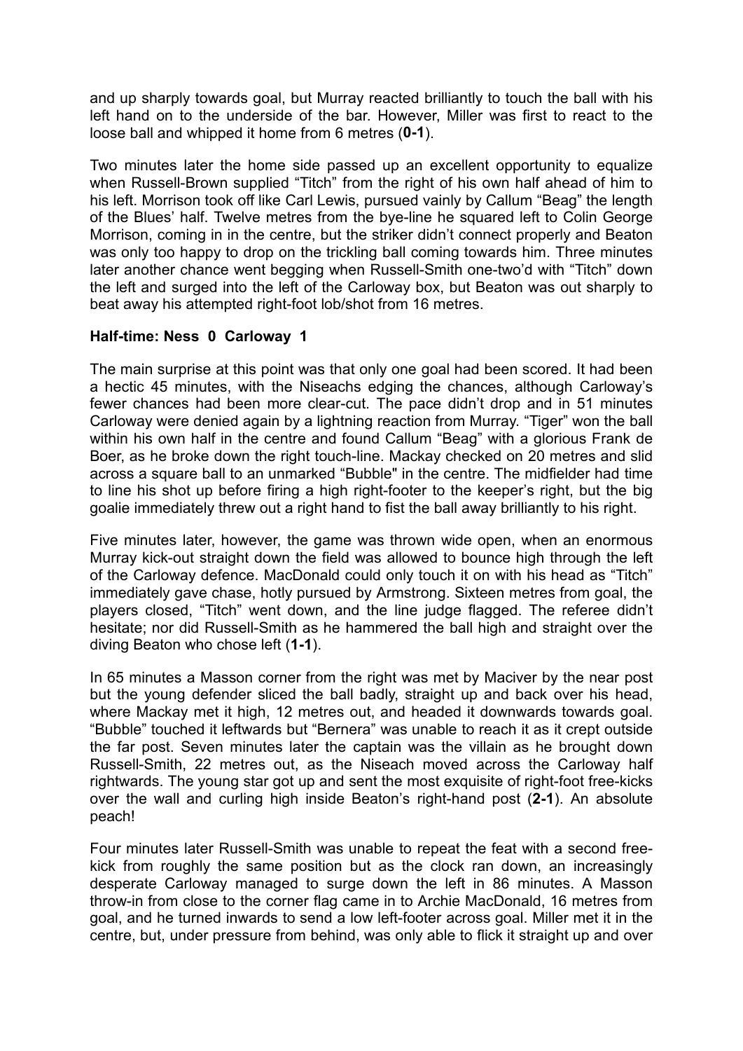and up sharply towards goal, but Murray reacted brilliantly to touch the ball with his left hand on to the underside of the bar. However, Miller was first to react to the loose ball and whipped it home from 6 metres (**0-1**).

Two minutes later the home side passed up an excellent opportunity to equalize when Russell-Brown supplied "Titch" from the right of his own half ahead of him to his left. Morrison took off like Carl Lewis, pursued vainly by Callum "Beag" the length of the Blues' half. Twelve metres from the bye-line he squared left to Colin George Morrison, coming in in the centre, but the striker didn't connect properly and Beaton was only too happy to drop on the trickling ball coming towards him. Three minutes later another chance went begging when Russell-Smith one-two'd with "Titch" down the left and surged into the left of the Carloway box, but Beaton was out sharply to beat away his attempted right-foot lob/shot from 16 metres.

**Half-time: Ness 0 Carloway 1**

The main surprise at this point was that only one goal had been scored. It had been a hectic 45 minutes, with the Niseachs edging the chances, although Carloway's fewer chances had been more clear-cut. The pace didn't drop and in 51 minutes Carloway were denied again by a lightning reaction from Murray. "Tiger" won the ball within his own half in the centre and found Callum "Beag" with a glorious Frank de Boer, as he broke down the right touch-line. Mackay checked on 20 metres and slid across a square ball to an unmarked "Bubble" in the centre. The midfielder had time to line his shot up before firing a high right-footer to the keeper's right, but the big goalie immediately threw out a right hand to fist the ball away brilliantly to his right.

Five minutes later, however, the game was thrown wide open, when an enormous Murray kick-out straight down the field was allowed to bounce high through the left of the Carloway defence. MacDonald could only touch it on with his head as "Titch" immediately gave chase, hotly pursued by Armstrong. Sixteen metres from goal, the players closed, "Titch" went down, and the line judge flagged. The referee didn't hesitate; nor did Russell-Smith as he hammered the ball high and straight over the diving Beaton who chose left (**1-1**).

In 65 minutes a Masson corner from the right was met by Maciver by the near post but the young defender sliced the ball badly, straight up and back over his head, where Mackay met it high, 12 metres out, and headed it downwards towards goal. "Bubble" touched it leftwards but "Bernera" was unable to reach it as it crept outside the far post. Seven minutes later the captain was the villain as he brought down Russell-Smith, 22 metres out, as the Niseach moved across the Carloway half rightwards. The young star got up and sent the most exquisite of right-foot free-kicks over the wall and curling high inside Beaton's right-hand post (**2-1**). An absolute peach!

Four minutes later Russell-Smith was unable to repeat the feat with a second free-kick from roughly the same position but as the clock ran down, an increasingly desperate Carloway managed to surge down the left in 86 minutes. A Masson throw-in from close to the corner flag came in to Archie MacDonald, 16 metres from goal, and he turned inwards to send a low left-footer across goal. Miller met it in the centre, but, under pressure from behind, was only able to flick it straight up and over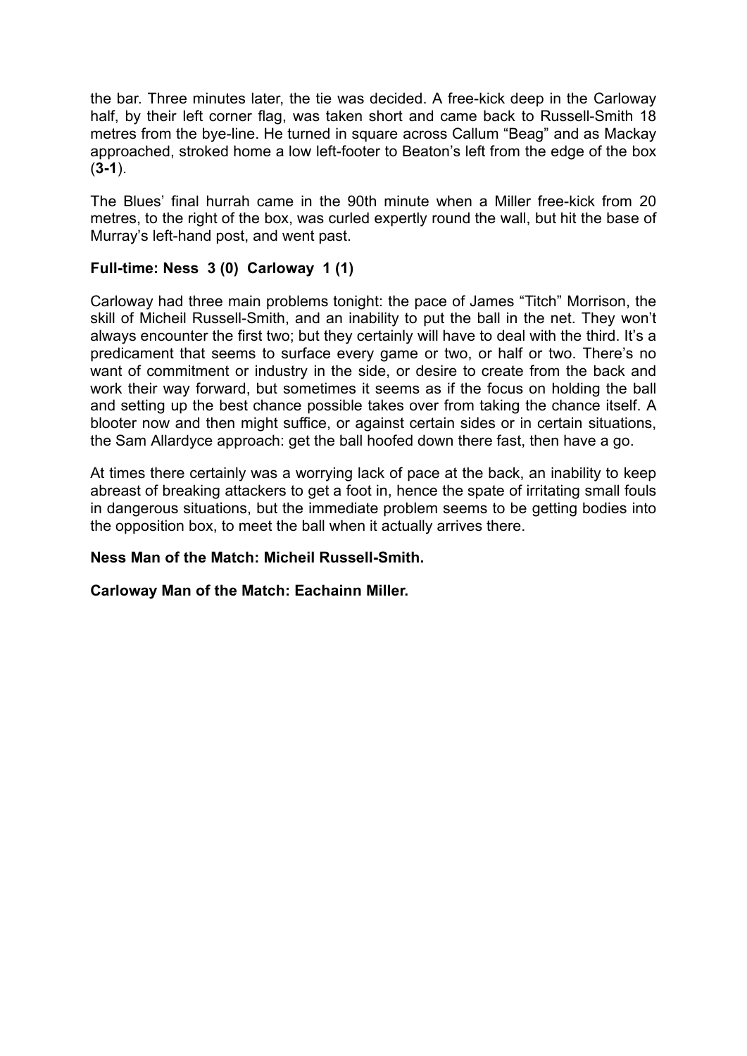the bar. Three minutes later, the tie was decided. A free-kick deep in the Carloway half, by their left corner flag, was taken short and came back to Russell-Smith 18 metres from the bye-line. He turned in square across Callum "Beag" and as Mackay approached, stroked home a low left-footer to Beaton's left from the edge of the box (**3-1**).

The Blues' final hurrah came in the 90th minute when a Miller free-kick from 20 metres, to the right of the box, was curled expertly round the wall, but hit the base of Murray's left-hand post, and went past.

**Full-time: Ness 3 (0) Carloway 1 (1)**

Carloway had three main problems tonight: the pace of James "Titch" Morrison, the skill of Micheil Russell-Smith, and an inability to put the ball in the net. They won't always encounter the first two; but they certainly will have to deal with the third. It's a predicament that seems to surface every game or two, or half or two. There's no want of commitment or industry in the side, or desire to create from the back and work their way forward, but sometimes it seems as if the focus on holding the ball and setting up the best chance possible takes over from taking the chance itself. A blooter now and then might suffice, or against certain sides or in certain situations, the Sam Allardyce approach: get the ball hoofed down there fast, then have a go.

At times there certainly was a worrying lack of pace at the back, an inability to keep abreast of breaking attackers to get a foot in, hence the spate of irritating small fouls in dangerous situations, but the immediate problem seems to be getting bodies into the opposition box, to meet the ball when it actually arrives there.

**Ness Man of the Match: Micheil Russell-Smith.**

**Carloway Man of the Match: Eachainn Miller.**